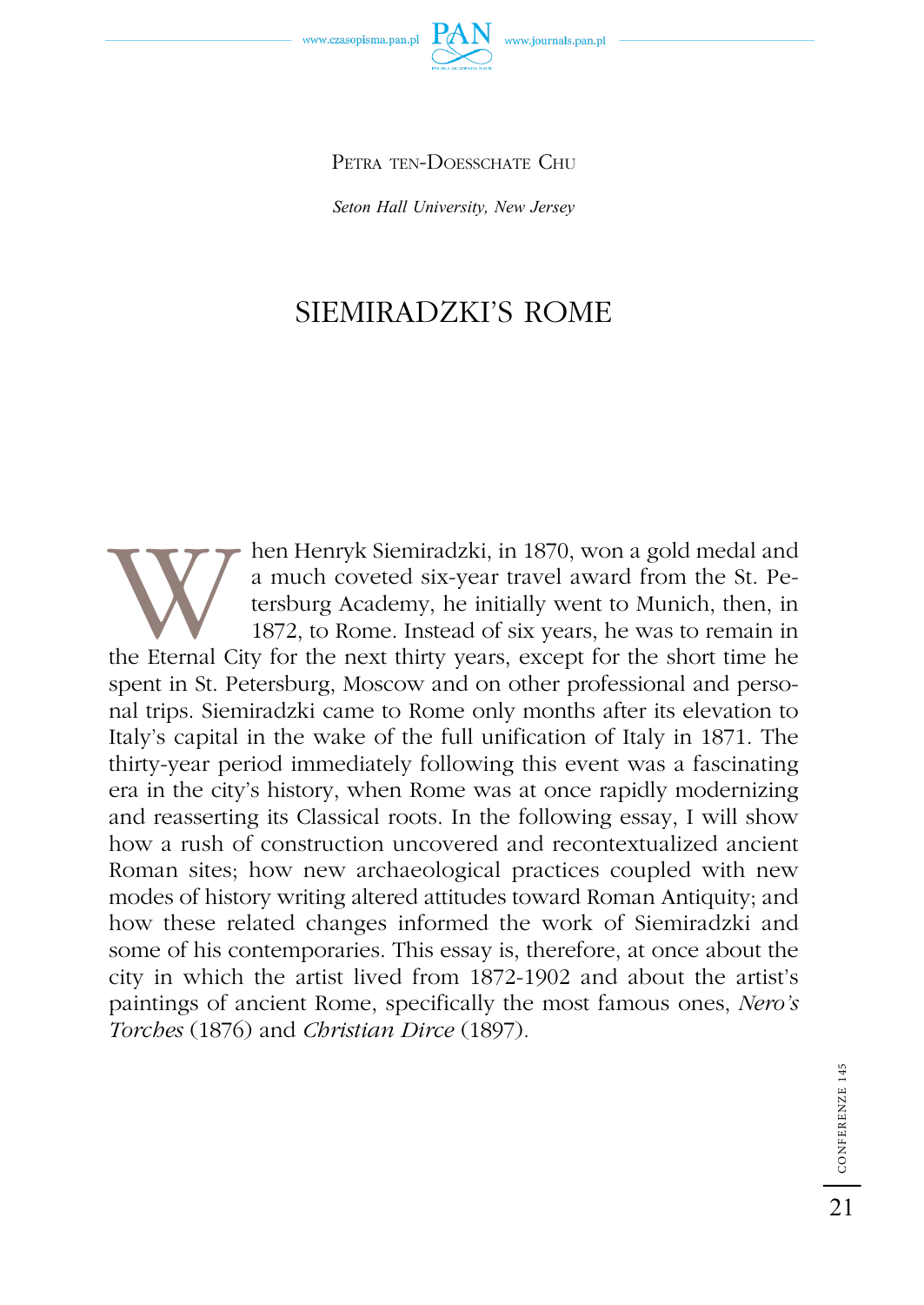Petra ten-Doesschate Chu

*Seton Hall University, New Jersey*

# SIEMIRADZKI'S ROME

When Henryk Siemiradzki, in 1870, won a gold medal and a much coveted six-year travel award from the St. Petersburg Academy, he initially went to Munich, then, in 1872, to Rome. Instead of six years, he was to remain in the Eternal City for the next thirty years, except for the short time he spent in St. Petersburg, Moscow and on other professional and personal trips. Siemiradzki came to Rome only months after its elevation to Italy's capital in the wake of the full unification of Italy in 1871. The thirty-year period immediately following this event was a fascinating era in the city's history, when Rome was at once rapidly modernizing and reasserting its Classical roots. In the following essay, I will show how a rush of construction uncovered and recontextualized ancient Roman sites; how new archaeological practices coupled with new modes of history writing altered attitudes toward Roman Antiquity; and how these related changes informed the work of Siemiradzki and some of his contemporaries. This essay is, therefore, at once about the city in which the artist lived from 1872-1902 and about the artist's paintings of ancient Rome, specifically the most famous ones, *Nero's Torches* (1876) and *Christian Dirce* (1897).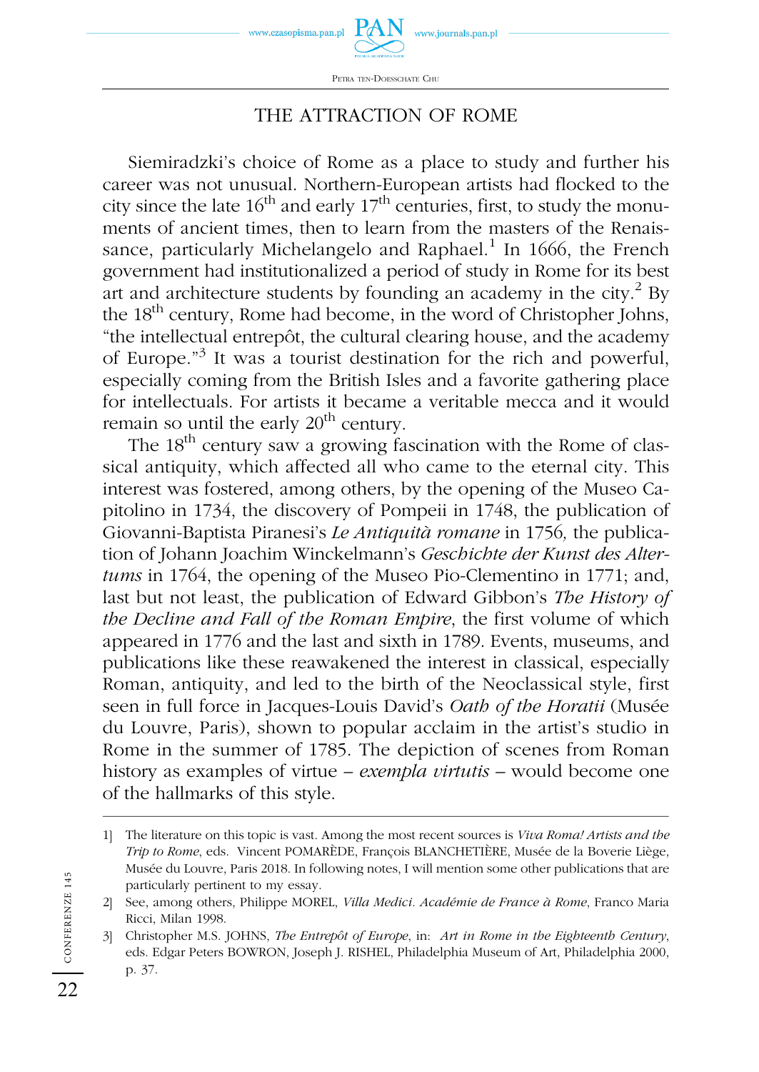## THE ATTRACTION OF ROME

Siemiradzki's choice of Rome as a place to study and further his career was not unusual. Northern-European artists had flocked to the city since the late 16th and early 17th centuries, first, to study the monuments of ancient times, then to learn from the masters of the Renaissance, particularly Michelangelo and Raphael.[1] In 1666, the French government had institutionalized a period of study in Rome for its best art and architecture students by founding an academy in the city.[2] By the 18th century, Rome had become, in the word of Christopher Johns, "the intellectual entrepôt, the cultural clearing house, and the academy of Europe."[3] It was a tourist destination for the rich and powerful, especially coming from the British Isles and a favorite gathering place for intellectuals. For artists it became a veritable mecca and it would remain so until the early 20th century.

The 18th century saw a growing fascination with the Rome of classical antiquity, which affected all who came to the eternal city. This interest was fostered, among others, by the opening of the Museo Capitolino in 1734, the discovery of Pompeii in 1748, the publication of Giovanni-Baptista Piranesi's *Le Antiquità romane* in 1756, the publication of Johann Joachim Winckelmann's *Geschichte der Kunst des Altertums* in 1764, the opening of the Museo Pio-Clementino in 1771; and, last but not least, the publication of Edward Gibbon's *The History of the Decline and Fall of the Roman Empire*, the first volume of which appeared in 1776 and the last and sixth in 1789. Events, museums, and publications like these reawakened the interest in classical, especially Roman, antiquity, and led to the birth of the Neoclassical style, first seen in full force in Jacques-Louis David's *Oath of the Horatii* (Musée du Louvre, Paris), shown to popular acclaim in the artist's studio in Rome in the summer of 1785. The depiction of scenes from Roman history as examples of virtue – *exempla virtutis* – would become one of the hallmarks of this style.

---

1] The literature on this topic is vast. Among the most recent sources is *Viva Roma! Artists and the Trip to Rome*, eds. Vincent POMARÈDE, François BLANCHETIÈRE, Musée de la Boverie Liège, Musée du Louvre, Paris 2018. In following notes, I will mention some other publications that are particularly pertinent to my essay.

2] See, among others, Philippe MOREL, *Villa Medici. Académie de France à Rome*, Franco Maria Ricci, Milan 1998.

3] Christopher M.S. JOHNS, *The Entrepôt of Europe*, in: *Art in Rome in the Eighteenth Century*, eds. Edgar Peters BOWRON, Joseph J. RISHEL, Philadelphia Museum of Art, Philadelphia 2000, p. 37.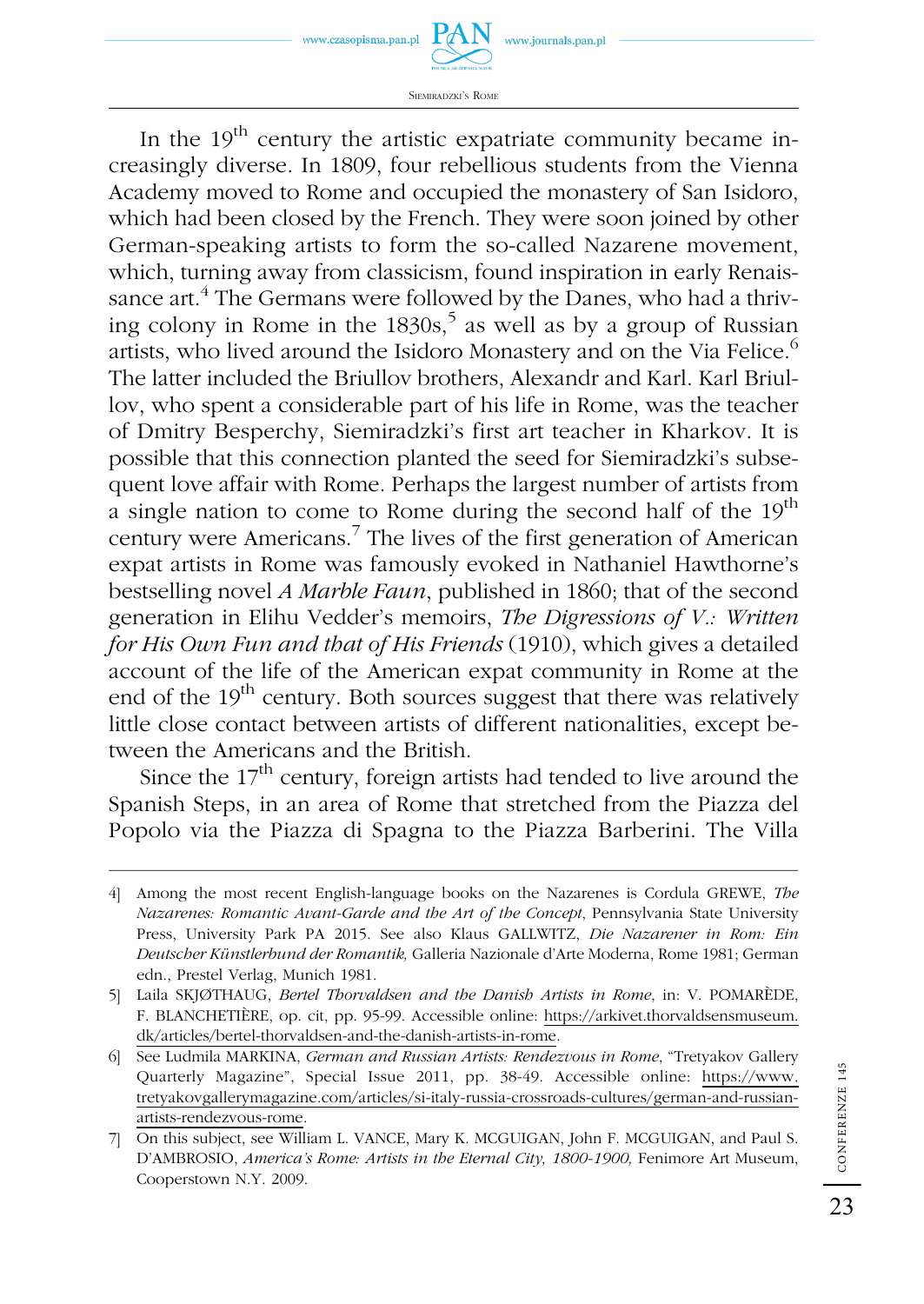In the 19th century the artistic expatriate community became increasingly diverse. In 1809, four rebellious students from the Vienna Academy moved to Rome and occupied the monastery of San Isidoro, which had been closed by the French. They were soon joined by other German-speaking artists to form the so-called Nazarene movement, which, turning away from classicism, found inspiration in early Renaissance art.[4] The Germans were followed by the Danes, who had a thriving colony in Rome in the 1830s,[5] as well as by a group of Russian artists, who lived around the Isidoro Monastery and on the Via Felice.[6] The latter included the Briullov brothers, Alexandr and Karl. Karl Briullov, who spent a considerable part of his life in Rome, was the teacher of Dmitry Besperchy, Siemiradzki's first art teacher in Kharkov. It is possible that this connection planted the seed for Siemiradzki's subsequent love affair with Rome. Perhaps the largest number of artists from a single nation to come to Rome during the second half of the 19th century were Americans.[7] The lives of the first generation of American expat artists in Rome was famously evoked in Nathaniel Hawthorne's bestselling novel *A Marble Faun*, published in 1860; that of the second generation in Elihu Vedder's memoirs, *The Digressions of V.: Written for His Own Fun and that of His Friends* (1910), which gives a detailed account of the life of the American expat community in Rome at the end of the 19th century. Both sources suggest that there was relatively little close contact between artists of different nationalities, except between the Americans and the British.

Since the 17th century, foreign artists had tended to live around the Spanish Steps, in an area of Rome that stretched from the Piazza del Popolo via the Piazza di Spagna to the Piazza Barberini. The Villa

---

4] Among the most recent English-language books on the Nazarenes is Cordula GREWE, *The Nazarenes: Romantic Avant-Garde and the Art of the Concept*, Pennsylvania State University Press, University Park PA 2015. See also Klaus GALLWITZ, *Die Nazarener in Rom: Ein Deutscher Künstlerbund der Romantik,* Galleria Nazionale d'Arte Moderna, Rome 1981; German edn., Prestel Verlag, Munich 1981.

5] Laila SKJØTHAUG, *Bertel Thorvaldsen and the Danish Artists in Rome*, in: V. POMARÈDE, F. BLANCHETIÈRE, op. cit, pp. 95-99. Accessible online: https://arkivet.thorvaldsensmuseum.dk/articles/bertel-thorvaldsen-and-the-danish-artists-in-rome.

6] See Ludmila MARKINA, *German and Russian Artists: Rendezvous in Rome*, "Tretyakov Gallery Quarterly Magazine", Special Issue 2011, pp. 38-49. Accessible online: https://www.tretyakovgallerymagazine.com/articles/si-italy-russia-crossroads-cultures/german-and-russian-artists-rendezvous-rome.

7] On this subject, see William L. VANCE, Mary K. MCGUIGAN, John F. MCGUIGAN, and Paul S. D'AMBROSIO, *America's Rome: Artists in the Eternal City, 1800-1900,* Fenimore Art Museum, Cooperstown N.Y. 2009.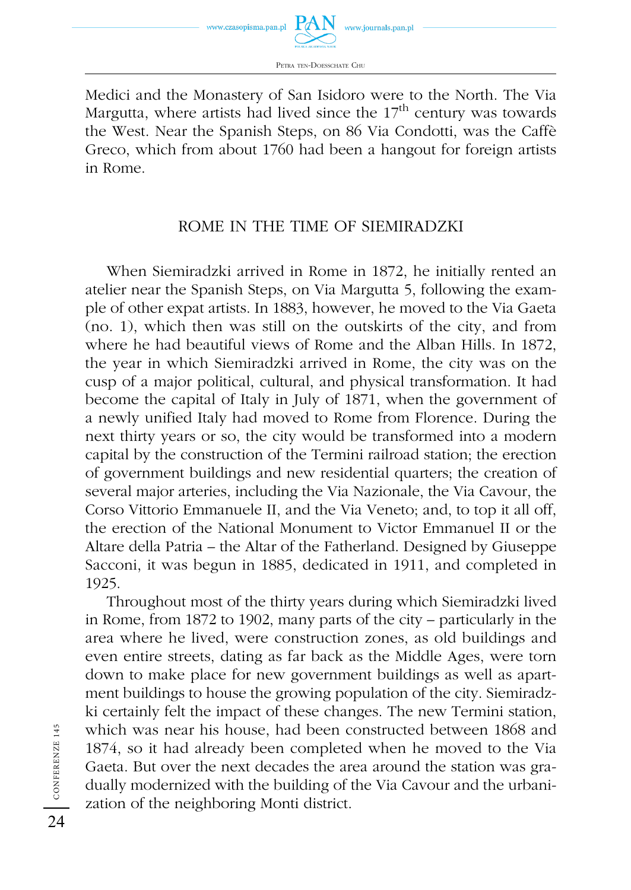Medici and the Monastery of San Isidoro were to the North. The Via Margutta, where artists had lived since the 17th century was towards the West. Near the Spanish Steps, on 86 Via Condotti, was the Caffè Greco, which from about 1760 had been a hangout for foreign artists in Rome.

## ROME IN THE TIME OF SIEMIRADZKI

When Siemiradzki arrived in Rome in 1872, he initially rented an atelier near the Spanish Steps, on Via Margutta 5, following the example of other expat artists. In 1883, however, he moved to the Via Gaeta (no. 1), which then was still on the outskirts of the city, and from where he had beautiful views of Rome and the Alban Hills. In 1872, the year in which Siemiradzki arrived in Rome, the city was on the cusp of a major political, cultural, and physical transformation. It had become the capital of Italy in July of 1871, when the government of a newly unified Italy had moved to Rome from Florence. During the next thirty years or so, the city would be transformed into a modern capital by the construction of the Termini railroad station; the erection of government buildings and new residential quarters; the creation of several major arteries, including the Via Nazionale, the Via Cavour, the Corso Vittorio Emmanuele II, and the Via Veneto; and, to top it all off, the erection of the National Monument to Victor Emmanuel II or the Altare della Patria – the Altar of the Fatherland. Designed by Giuseppe Sacconi, it was begun in 1885, dedicated in 1911, and completed in 1925.

Throughout most of the thirty years during which Siemiradzki lived in Rome, from 1872 to 1902, many parts of the city – particularly in the area where he lived, were construction zones, as old buildings and even entire streets, dating as far back as the Middle Ages, were torn down to make place for new government buildings as well as apartment buildings to house the growing population of the city. Siemiradzki certainly felt the impact of these changes. The new Termini station, which was near his house, had been constructed between 1868 and 1874, so it had already been completed when he moved to the Via Gaeta. But over the next decades the area around the station was gradually modernized with the building of the Via Cavour and the urbanization of the neighboring Monti district.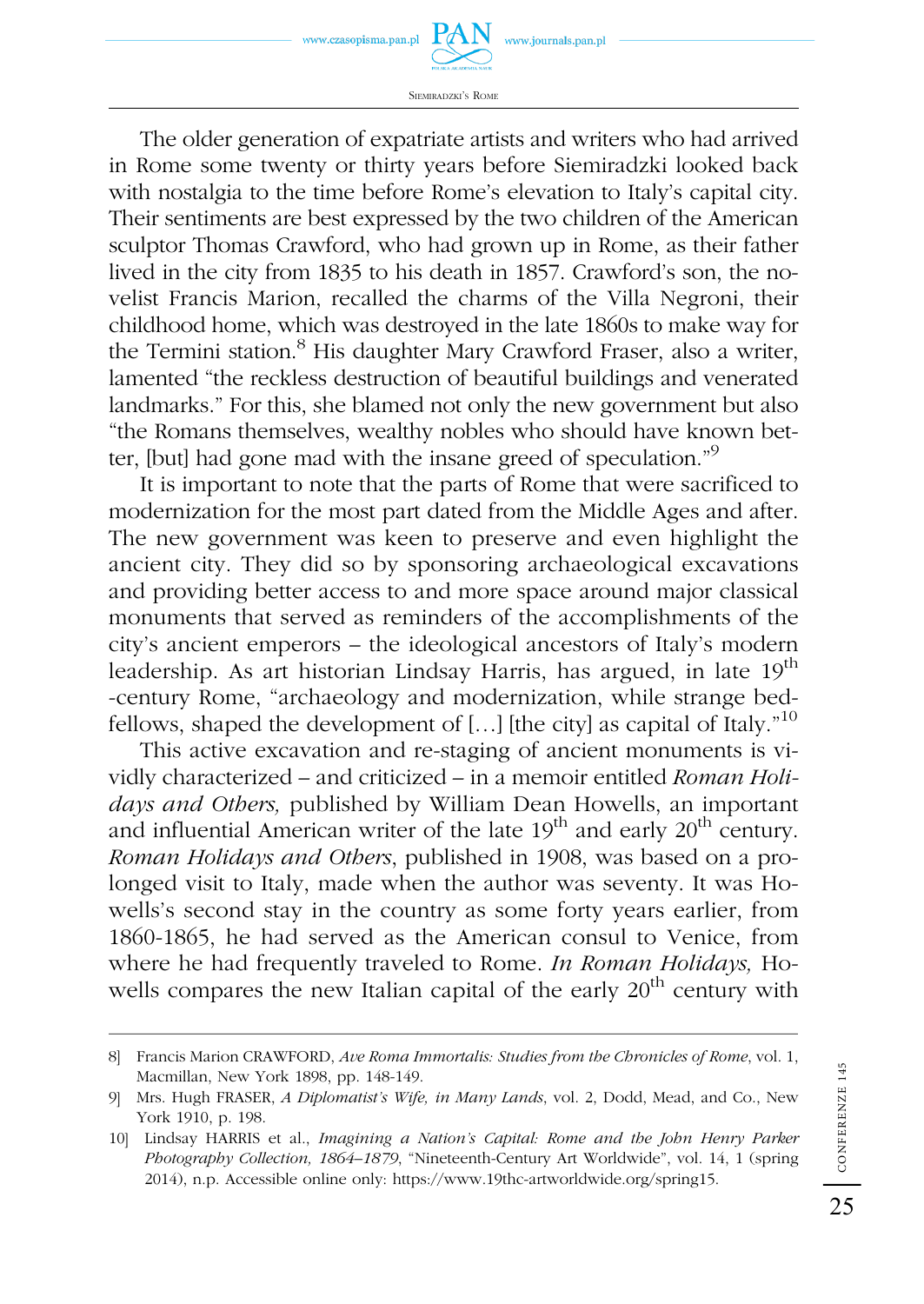The older generation of expatriate artists and writers who had arrived in Rome some twenty or thirty years before Siemiradzki looked back with nostalgia to the time before Rome's elevation to Italy's capital city. Their sentiments are best expressed by the two children of the American sculptor Thomas Crawford, who had grown up in Rome, as their father lived in the city from 1835 to his death in 1857. Crawford's son, the novelist Francis Marion, recalled the charms of the Villa Negroni, their childhood home, which was destroyed in the late 1860s to make way for the Termini station.[8] His daughter Mary Crawford Fraser, also a writer, lamented "the reckless destruction of beautiful buildings and venerated landmarks." For this, she blamed not only the new government but also "the Romans themselves, wealthy nobles who should have known better, [but] had gone mad with the insane greed of speculation."[9]

It is important to note that the parts of Rome that were sacrificed to modernization for the most part dated from the Middle Ages and after. The new government was keen to preserve and even highlight the ancient city. They did so by sponsoring archaeological excavations and providing better access to and more space around major classical monuments that served as reminders of the accomplishments of the city's ancient emperors – the ideological ancestors of Italy's modern leadership. As art historian Lindsay Harris, has argued, in late 19th -century Rome, "archaeology and modernization, while strange bedfellows, shaped the development of […] [the city] as capital of Italy."[10]

This active excavation and re-staging of ancient monuments is vividly characterized – and criticized – in a memoir entitled *Roman Holidays and Others,* published by William Dean Howells, an important and influential American writer of the late 19th and early 20th century. *Roman Holidays and Others*, published in 1908, was based on a prolonged visit to Italy, made when the author was seventy. It was Howells's second stay in the country as some forty years earlier, from 1860-1865, he had served as the American consul to Venice, from where he had frequently traveled to Rome. *In Roman Holidays,* Howells compares the new Italian capital of the early 20th century with

---

8] Francis Marion CRAWFORD, *Ave Roma Immortalis: Studies from the Chronicles of Rome*, vol. 1, Macmillan, New York 1898, pp. 148-149.

9] Mrs. Hugh FRASER, *A Diplomatist's Wife, in Many Lands*, vol. 2, Dodd, Mead, and Co., New York 1910, p. 198.

10] Lindsay HARRIS et al., *Imagining a Nation's Capital: Rome and the John Henry Parker Photography Collection, 1864–1879,* "Nineteenth-Century Art Worldwide", vol. 14, 1 (spring 2014), n.p. Accessible online only: https://www.19thc-artworldwide.org/spring15.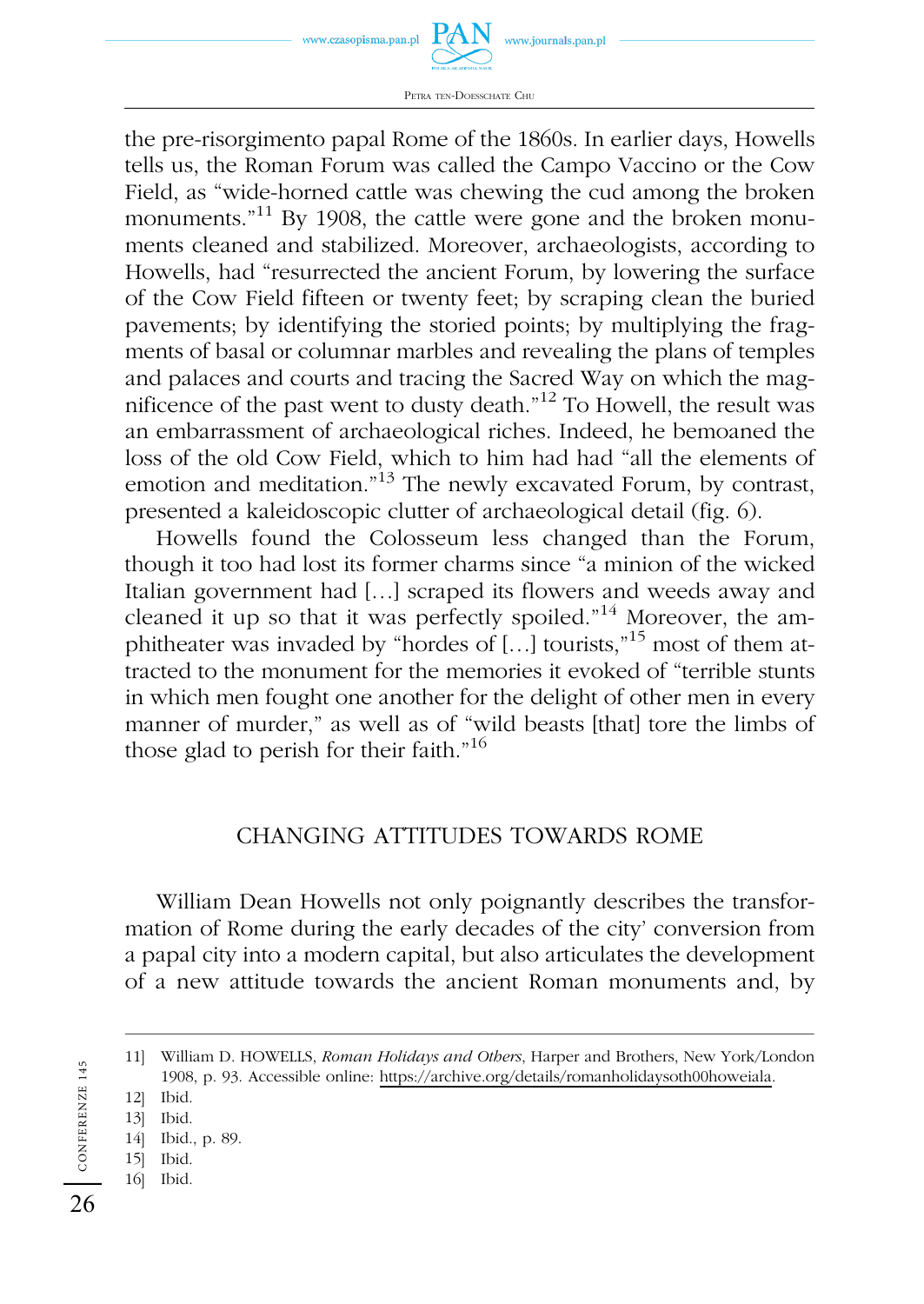the pre-risorgimento papal Rome of the 1860s. In earlier days, Howells tells us, the Roman Forum was called the Campo Vaccino or the Cow Field, as "wide-horned cattle was chewing the cud among the broken monuments."[11] By 1908, the cattle were gone and the broken monuments cleaned and stabilized. Moreover, archaeologists, according to Howells, had "resurrected the ancient Forum, by lowering the surface of the Cow Field fifteen or twenty feet; by scraping clean the buried pavements; by identifying the storied points; by multiplying the fragments of basal or columnar marbles and revealing the plans of temples and palaces and courts and tracing the Sacred Way on which the magnificence of the past went to dusty death."[12] To Howell, the result was an embarrassment of archaeological riches. Indeed, he bemoaned the loss of the old Cow Field, which to him had had "all the elements of emotion and meditation."[13] The newly excavated Forum, by contrast, presented a kaleidoscopic clutter of archaeological detail (fig. 6).

Howells found the Colosseum less changed than the Forum, though it too had lost its former charms since "a minion of the wicked Italian government had […] scraped its flowers and weeds away and cleaned it up so that it was perfectly spoiled."[14] Moreover, the amphitheater was invaded by "hordes of […] tourists,"[15] most of them attracted to the monument for the memories it evoked of "terrible stunts in which men fought one another for the delight of other men in every manner of murder," as well as of "wild beasts [that] tore the limbs of those glad to perish for their faith."[16]

## CHANGING ATTITUDES TOWARDS ROME

William Dean Howells not only poignantly describes the transformation of Rome during the early decades of the city' conversion from a papal city into a modern capital, but also articulates the development of a new attitude towards the ancient Roman monuments and, by

---

11] William D. HOWELLS, *Roman Holidays and Others*, Harper and Brothers, New York/London 1908, p. 93. Accessible online: https://archive.org/details/romanholidaysoth00howeiala.

12] Ibid.

13] Ibid.

14] Ibid., p. 89.

15] Ibid.

16] Ibid.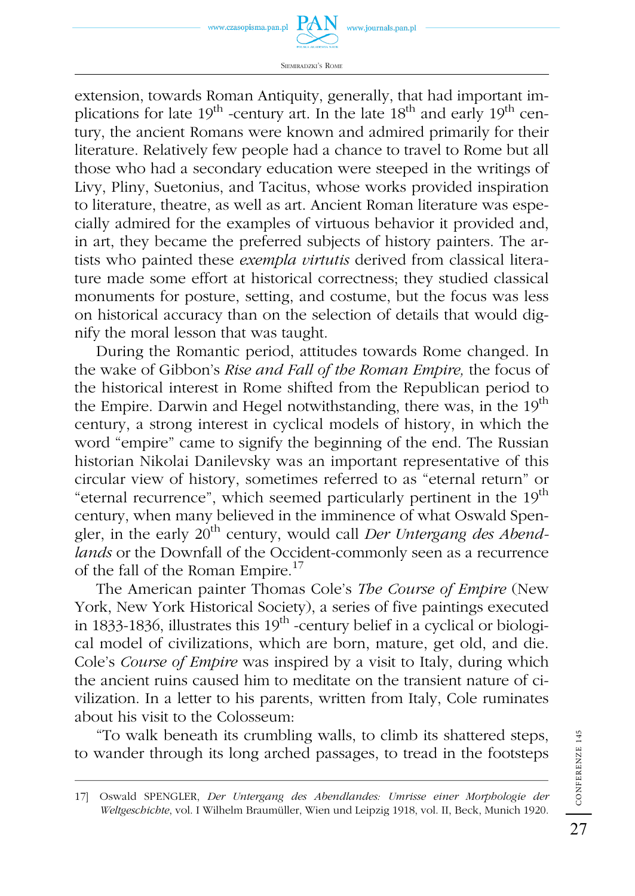extension, towards Roman Antiquity, generally, that had important implications for late 19th -century art. In the late 18th and early 19th century, the ancient Romans were known and admired primarily for their literature. Relatively few people had a chance to travel to Rome but all those who had a secondary education were steeped in the writings of Livy, Pliny, Suetonius, and Tacitus, whose works provided inspiration to literature, theatre, as well as art. Ancient Roman literature was especially admired for the examples of virtuous behavior it provided and, in art, they became the preferred subjects of history painters. The artists who painted these *exempla virtutis* derived from classical literature made some effort at historical correctness; they studied classical monuments for posture, setting, and costume, but the focus was less on historical accuracy than on the selection of details that would dignify the moral lesson that was taught.

During the Romantic period, attitudes towards Rome changed. In the wake of Gibbon's *Rise and Fall of the Roman Empire,* the focus of the historical interest in Rome shifted from the Republican period to the Empire. Darwin and Hegel notwithstanding, there was, in the 19th century, a strong interest in cyclical models of history, in which the word "empire" came to signify the beginning of the end. The Russian historian Nikolai Danilevsky was an important representative of this circular view of history, sometimes referred to as "eternal return" or "eternal recurrence", which seemed particularly pertinent in the 19th century, when many believed in the imminence of what Oswald Spengler, in the early 20th century, would call *Der Untergang des Abendlands* or the Downfall of the Occident-commonly seen as a recurrence of the fall of the Roman Empire.[17]

The American painter Thomas Cole's *The Course of Empire* (New York, New York Historical Society), a series of five paintings executed in 1833-1836, illustrates this 19th -century belief in a cyclical or biological model of civilizations, which are born, mature, get old, and die. Cole's *Course of Empire* was inspired by a visit to Italy, during which the ancient ruins caused him to meditate on the transient nature of civilization. In a letter to his parents, written from Italy, Cole ruminates about his visit to the Colosseum:

"To walk beneath its crumbling walls, to climb its shattered steps, to wander through its long arched passages, to tread in the footsteps

---

17] Oswald SPENGLER, *Der Untergang des Abendlandes: Umrisse einer Morphologie der Weltgeschichte*, vol. I Wilhelm Braumüller, Wien und Leipzig 1918, vol. II, Beck, Munich 1920.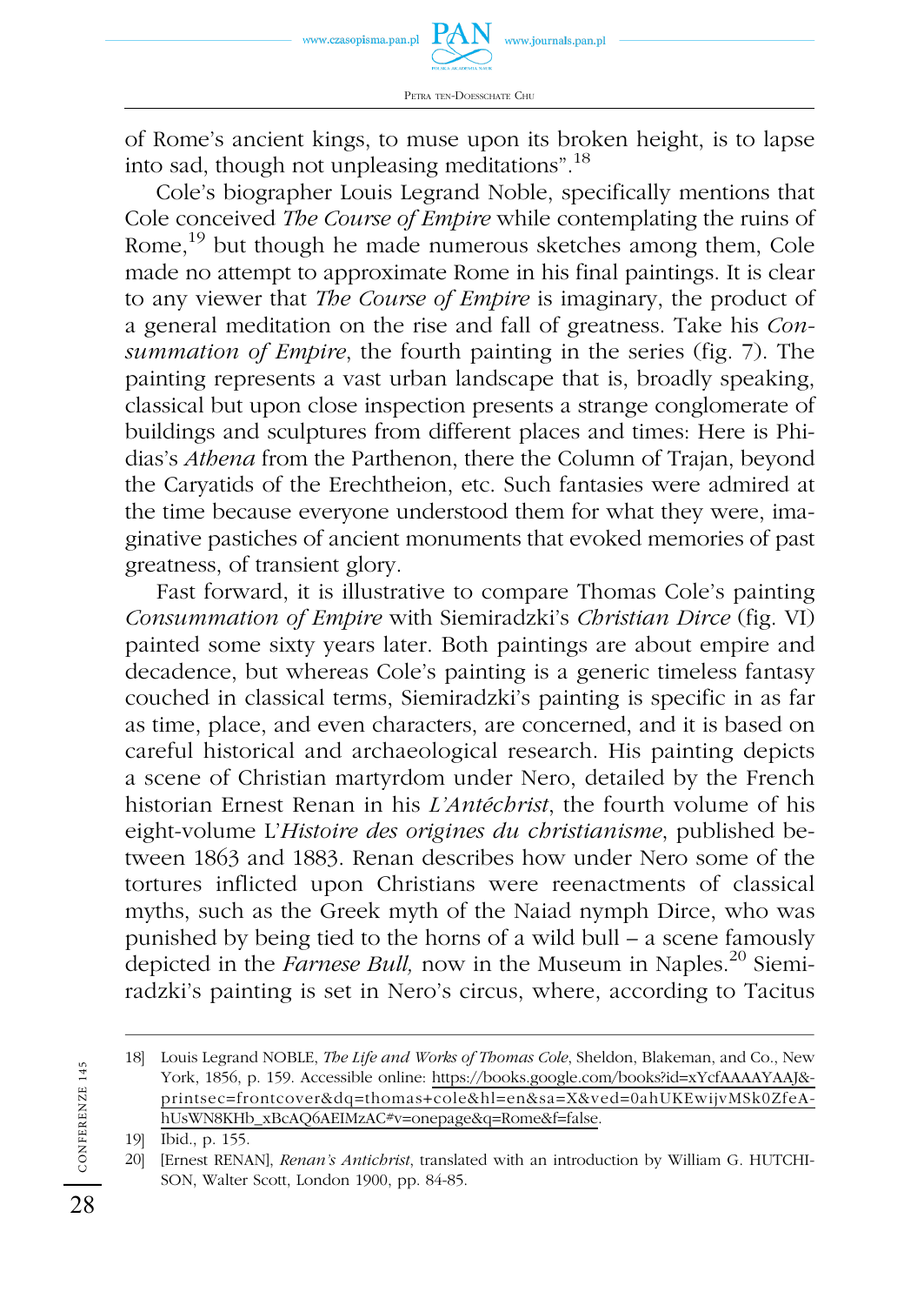of Rome's ancient kings, to muse upon its broken height, is to lapse into sad, though not unpleasing meditations".[18]

Cole's biographer Louis Legrand Noble, specifically mentions that Cole conceived *The Course of Empire* while contemplating the ruins of Rome,[19] but though he made numerous sketches among them, Cole made no attempt to approximate Rome in his final paintings. It is clear to any viewer that *The Course of Empire* is imaginary, the product of a general meditation on the rise and fall of greatness. Take his *Consummation of Empire*, the fourth painting in the series (fig. 7). The painting represents a vast urban landscape that is, broadly speaking, classical but upon close inspection presents a strange conglomerate of buildings and sculptures from different places and times: Here is Phidias's *Athena* from the Parthenon, there the Column of Trajan, beyond the Caryatids of the Erechtheion, etc. Such fantasies were admired at the time because everyone understood them for what they were, imaginative pastiches of ancient monuments that evoked memories of past greatness, of transient glory.

Fast forward, it is illustrative to compare Thomas Cole's painting *Consummation of Empire* with Siemiradzki's *Christian Dirce* (fig. VI) painted some sixty years later. Both paintings are about empire and decadence, but whereas Cole's painting is a generic timeless fantasy couched in classical terms, Siemiradzki's painting is specific in as far as time, place, and even characters, are concerned, and it is based on careful historical and archaeological research. His painting depicts a scene of Christian martyrdom under Nero, detailed by the French historian Ernest Renan in his *L'Antéchrist*, the fourth volume of his eight-volume L'*Histoire des origines du christianisme*, published between 1863 and 1883. Renan describes how under Nero some of the tortures inflicted upon Christians were reenactments of classical myths, such as the Greek myth of the Naiad nymph Dirce, who was punished by being tied to the horns of a wild bull – a scene famously depicted in the *Farnese Bull,* now in the Museum in Naples.[20] Siemiradzki's painting is set in Nero's circus, where, according to Tacitus

---

18] Louis Legrand NOBLE, *The Life and Works of Thomas Cole*, Sheldon, Blakeman, and Co., New York, 1856, p. 159. Accessible online: https://books.google.com/books?id=xYcfAAAAYAAJ&printsec=frontcover&dq=thomas+cole&hl=en&sa=X&ved=0ahUKEwijvMSk0ZfeAhUsWN8KHb_xBcAQ6AEIMzAC#v=onepage&q=Rome&f=false.

19] Ibid., p. 155.

20] [Ernest RENAN], *Renan's Antichrist*, translated with an introduction by William G. HUTCHISON, Walter Scott, London 1900, pp. 84-85.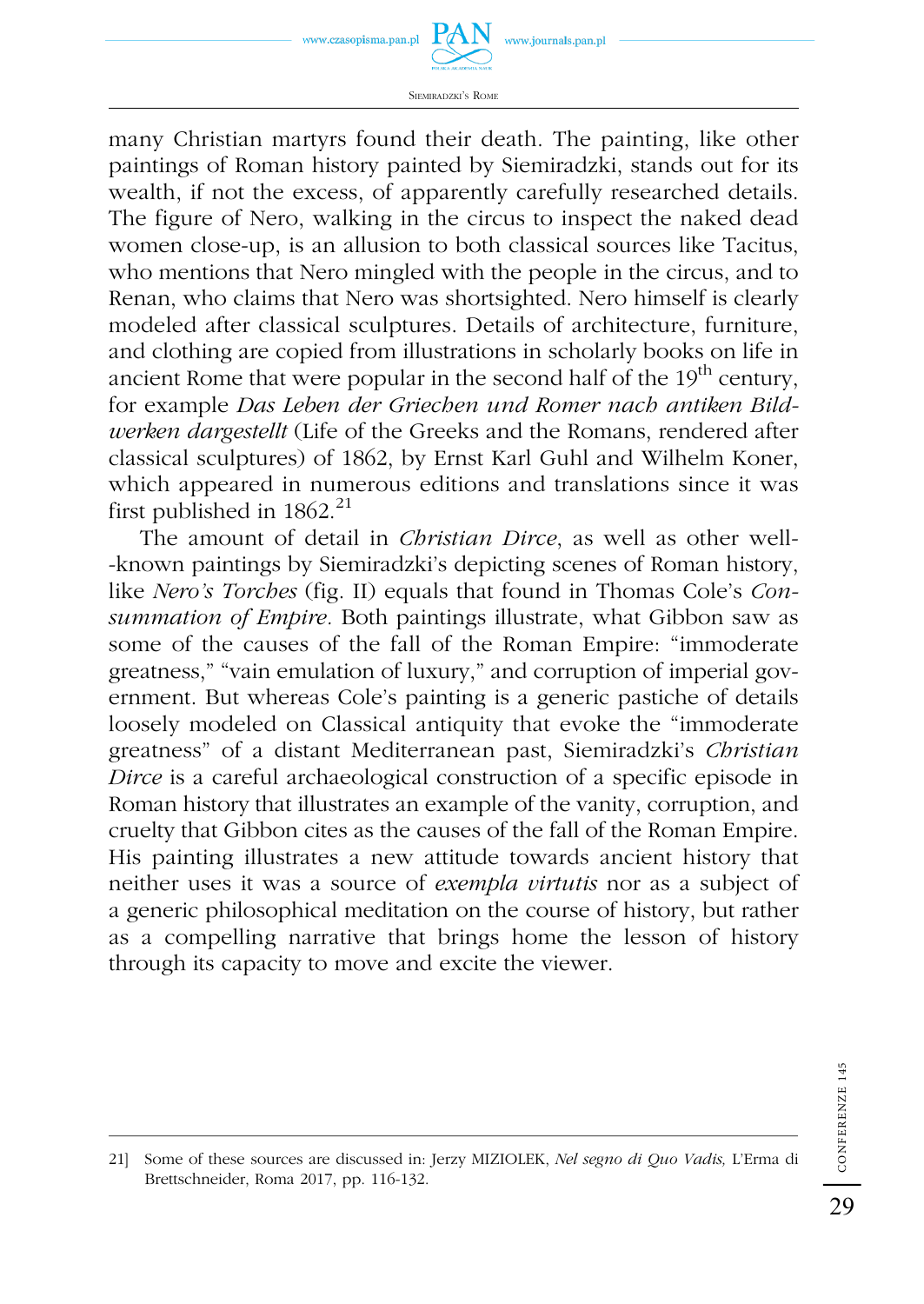many Christian martyrs found their death. The painting, like other paintings of Roman history painted by Siemiradzki, stands out for its wealth, if not the excess, of apparently carefully researched details. The figure of Nero, walking in the circus to inspect the naked dead women close-up, is an allusion to both classical sources like Tacitus, who mentions that Nero mingled with the people in the circus, and to Renan, who claims that Nero was shortsighted. Nero himself is clearly modeled after classical sculptures. Details of architecture, furniture, and clothing are copied from illustrations in scholarly books on life in ancient Rome that were popular in the second half of the 19th century, for example *Das Leben der Griechen und Romer nach antiken Bildwerken dargestellt* (Life of the Greeks and the Romans, rendered after classical sculptures) of 1862, by Ernst Karl Guhl and Wilhelm Koner, which appeared in numerous editions and translations since it was first published in 1862.[21]

The amount of detail in *Christian Dirce*, as well as other well-known paintings by Siemiradzki's depicting scenes of Roman history, like *Nero's Torches* (fig. II) equals that found in Thomas Cole's *Consummation of Empire*. Both paintings illustrate, what Gibbon saw as some of the causes of the fall of the Roman Empire: "immoderate greatness," "vain emulation of luxury," and corruption of imperial government. But whereas Cole's painting is a generic pastiche of details loosely modeled on Classical antiquity that evoke the "immoderate greatness" of a distant Mediterranean past, Siemiradzki's *Christian Dirce* is a careful archaeological construction of a specific episode in Roman history that illustrates an example of the vanity, corruption, and cruelty that Gibbon cites as the causes of the fall of the Roman Empire. His painting illustrates a new attitude towards ancient history that neither uses it was a source of *exempla virtutis* nor as a subject of a generic philosophical meditation on the course of history, but rather as a compelling narrative that brings home the lesson of history through its capacity to move and excite the viewer.

---

21] Some of these sources are discussed in: Jerzy MIZIOLEK, *Nel segno di Quo Vadis,* L'Erma di Brettschneider, Roma 2017, pp. 116-132.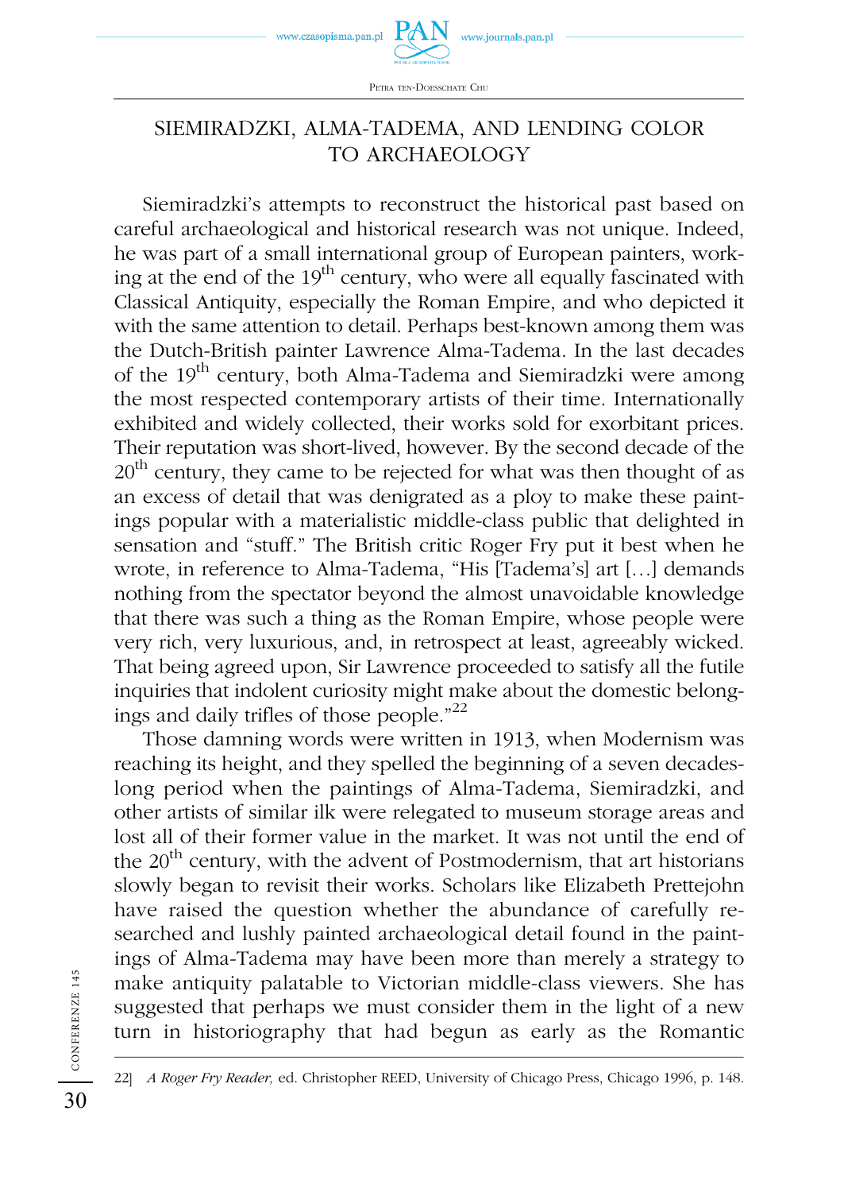## SIEMIRADZKI, ALMA-TADEMA, AND LENDING COLOR TO ARCHAEOLOGY

Siemiradzki's attempts to reconstruct the historical past based on careful archaeological and historical research was not unique. Indeed, he was part of a small international group of European painters, working at the end of the 19th century, who were all equally fascinated with Classical Antiquity, especially the Roman Empire, and who depicted it with the same attention to detail. Perhaps best-known among them was the Dutch-British painter Lawrence Alma-Tadema. In the last decades of the 19th century, both Alma-Tadema and Siemiradzki were among the most respected contemporary artists of their time. Internationally exhibited and widely collected, their works sold for exorbitant prices. Their reputation was short-lived, however. By the second decade of the 20th century, they came to be rejected for what was then thought of as an excess of detail that was denigrated as a ploy to make these paintings popular with a materialistic middle-class public that delighted in sensation and "stuff." The British critic Roger Fry put it best when he wrote, in reference to Alma-Tadema, "His [Tadema's] art […] demands nothing from the spectator beyond the almost unavoidable knowledge that there was such a thing as the Roman Empire, whose people were very rich, very luxurious, and, in retrospect at least, agreeably wicked. That being agreed upon, Sir Lawrence proceeded to satisfy all the futile inquiries that indolent curiosity might make about the domestic belongings and daily trifles of those people."[22]

Those damning words were written in 1913, when Modernism was reaching its height, and they spelled the beginning of a seven decades-long period when the paintings of Alma-Tadema, Siemiradzki, and other artists of similar ilk were relegated to museum storage areas and lost all of their former value in the market. It was not until the end of the 20th century, with the advent of Postmodernism, that art historians slowly began to revisit their works. Scholars like Elizabeth Prettejohn have raised the question whether the abundance of carefully researched and lushly painted archaeological detail found in the paintings of Alma-Tadema may have been more than merely a strategy to make antiquity palatable to Victorian middle-class viewers. She has suggested that perhaps we must consider them in the light of a new turn in historiography that had begun as early as the Romantic

22] *A Roger Fry Reader,* ed. Christopher REED, University of Chicago Press, Chicago 1996, p. 148.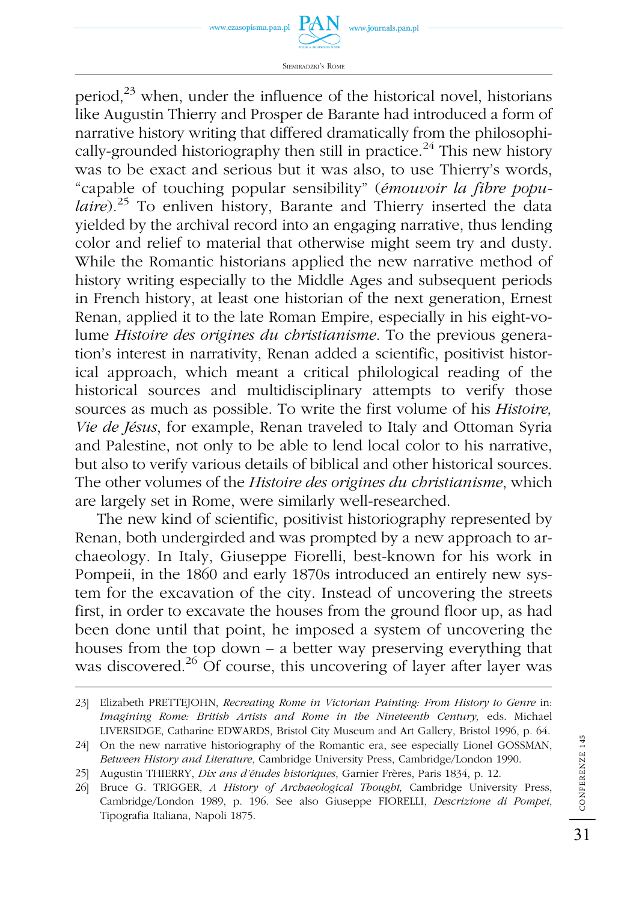period,[23] when, under the influence of the historical novel, historians like Augustin Thierry and Prosper de Barante had introduced a form of narrative history writing that differed dramatically from the philosophically-grounded historiography then still in practice.[24] This new history was to be exact and serious but it was also, to use Thierry's words, "capable of touching popular sensibility" (*émouvoir la fibre populaire*).[25] To enliven history, Barante and Thierry inserted the data yielded by the archival record into an engaging narrative, thus lending color and relief to material that otherwise might seem try and dusty. While the Romantic historians applied the new narrative method of history writing especially to the Middle Ages and subsequent periods in French history, at least one historian of the next generation, Ernest Renan, applied it to the late Roman Empire, especially in his eight-volume *Histoire des origines du christianisme*. To the previous generation's interest in narrativity, Renan added a scientific, positivist historical approach, which meant a critical philological reading of the historical sources and multidisciplinary attempts to verify those sources as much as possible. To write the first volume of his *Histoire, Vie de Jésus*, for example, Renan traveled to Italy and Ottoman Syria and Palestine, not only to be able to lend local color to his narrative, but also to verify various details of biblical and other historical sources. The other volumes of the *Histoire des origines du christianisme*, which are largely set in Rome, were similarly well-researched.

The new kind of scientific, positivist historiography represented by Renan, both undergirded and was prompted by a new approach to archaeology. In Italy, Giuseppe Fiorelli, best-known for his work in Pompeii, in the 1860 and early 1870s introduced an entirely new system for the excavation of the city. Instead of uncovering the streets first, in order to excavate the houses from the ground floor up, as had been done until that point, he imposed a system of uncovering the houses from the top down – a better way preserving everything that was discovered.[26] Of course, this uncovering of layer after layer was

---

23] Elizabeth PRETTEJOHN, *Recreating Rome in Victorian Painting: From History to Genre* in: *Imagining Rome: British Artists and Rome in the Nineteenth Century,* eds. Michael LIVERSIDGE, Catharine EDWARDS, Bristol City Museum and Art Gallery, Bristol 1996, p. 64.

24] On the new narrative historiography of the Romantic era, see especially Lionel GOSSMAN, *Between History and Literature*, Cambridge University Press, Cambridge/London 1990.

25] Augustin THIERRY, *Dix ans d'études historiques*, Garnier Frères, Paris 1834, p. 12.

26] Bruce G. TRIGGER, *A History of Archaeological Thought,* Cambridge University Press, Cambridge/London 1989, p. 196. See also Giuseppe FIORELLI, *Descrizione di Pompei*, Tipografia Italiana, Napoli 1875.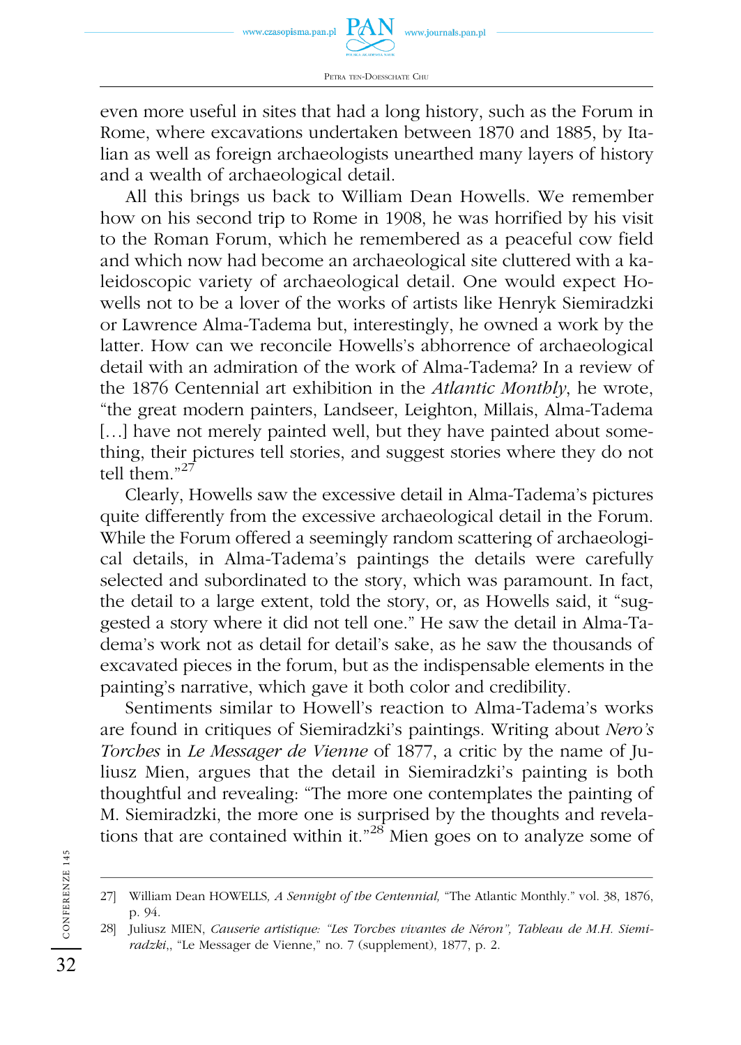even more useful in sites that had a long history, such as the Forum in Rome, where excavations undertaken between 1870 and 1885, by Italian as well as foreign archaeologists unearthed many layers of history and a wealth of archaeological detail.

All this brings us back to William Dean Howells. We remember how on his second trip to Rome in 1908, he was horrified by his visit to the Roman Forum, which he remembered as a peaceful cow field and which now had become an archaeological site cluttered with a kaleidoscopic variety of archaeological detail. One would expect Howells not to be a lover of the works of artists like Henryk Siemiradzki or Lawrence Alma-Tadema but, interestingly, he owned a work by the latter. How can we reconcile Howells's abhorrence of archaeological detail with an admiration of the work of Alma-Tadema? In a review of the 1876 Centennial art exhibition in the *Atlantic Monthly*, he wrote, "the great modern painters, Landseer, Leighton, Millais, Alma-Tadema […] have not merely painted well, but they have painted about something, their pictures tell stories, and suggest stories where they do not tell them."[27]

Clearly, Howells saw the excessive detail in Alma-Tadema's pictures quite differently from the excessive archaeological detail in the Forum. While the Forum offered a seemingly random scattering of archaeological details, in Alma-Tadema's paintings the details were carefully selected and subordinated to the story, which was paramount. In fact, the detail to a large extent, told the story, or, as Howells said, it "suggested a story where it did not tell one." He saw the detail in Alma-Tadema's work not as detail for detail's sake, as he saw the thousands of excavated pieces in the forum, but as the indispensable elements in the painting's narrative, which gave it both color and credibility.

Sentiments similar to Howell's reaction to Alma-Tadema's works are found in critiques of Siemiradzki's paintings. Writing about *Nero's Torches* in *Le Messager de Vienne* of 1877, a critic by the name of Juliusz Mien, argues that the detail in Siemiradzki's painting is both thoughtful and revealing: "The more one contemplates the painting of M. Siemiradzki, the more one is surprised by the thoughts and revelations that are contained within it."[28] Mien goes on to analyze some of

---

27] William Dean HOWELLS, *A Sennight of the Centennial,* "The Atlantic Monthly." vol. 38, 1876, p. 94.

28] Juliusz MIEN, *Causerie artistique: "Les Torches vivantes de Néron", Tableau de M.H. Siemiradzki*,, "Le Messager de Vienne," no. 7 (supplement), 1877, p. 2.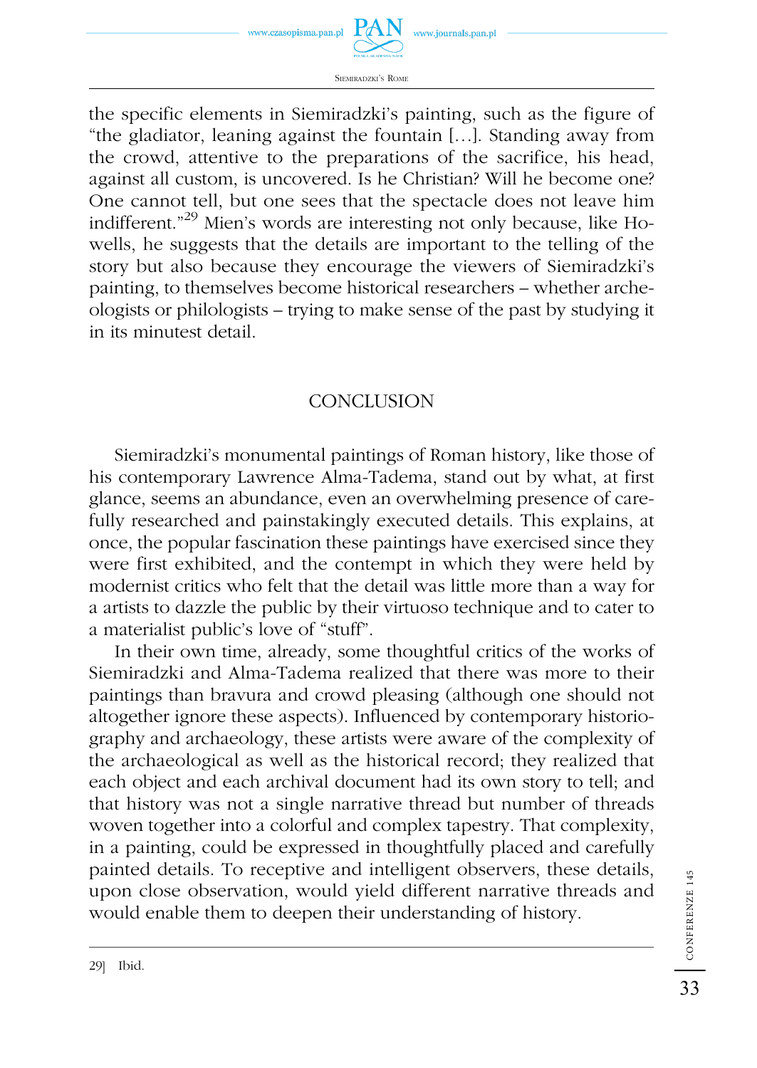the specific elements in Siemiradzki's painting, such as the figure of "the gladiator, leaning against the fountain […]. Standing away from the crowd, attentive to the preparations of the sacrifice, his head, against all custom, is uncovered. Is he Christian? Will he become one? One cannot tell, but one sees that the spectacle does not leave him indifferent."[29] Mien's words are interesting not only because, like Howells, he suggests that the details are important to the telling of the story but also because they encourage the viewers of Siemiradzki's painting, to themselves become historical researchers – whether archeologists or philologists – trying to make sense of the past by studying it in its minutest detail.

## CONCLUSION

Siemiradzki's monumental paintings of Roman history, like those of his contemporary Lawrence Alma-Tadema, stand out by what, at first glance, seems an abundance, even an overwhelming presence of carefully researched and painstakingly executed details. This explains, at once, the popular fascination these paintings have exercised since they were first exhibited, and the contempt in which they were held by modernist critics who felt that the detail was little more than a way for a artists to dazzle the public by their virtuoso technique and to cater to a materialist public's love of "stuff".

In their own time, already, some thoughtful critics of the works of Siemiradzki and Alma-Tadema realized that there was more to their paintings than bravura and crowd pleasing (although one should not altogether ignore these aspects). Influenced by contemporary historiography and archaeology, these artists were aware of the complexity of the archaeological as well as the historical record; they realized that each object and each archival document had its own story to tell; and that history was not a single narrative thread but number of threads woven together into a colorful and complex tapestry. That complexity, in a painting, could be expressed in thoughtfully placed and carefully painted details. To receptive and intelligent observers, these details, upon close observation, would yield different narrative threads and would enable them to deepen their understanding of history.

---

29] Ibid.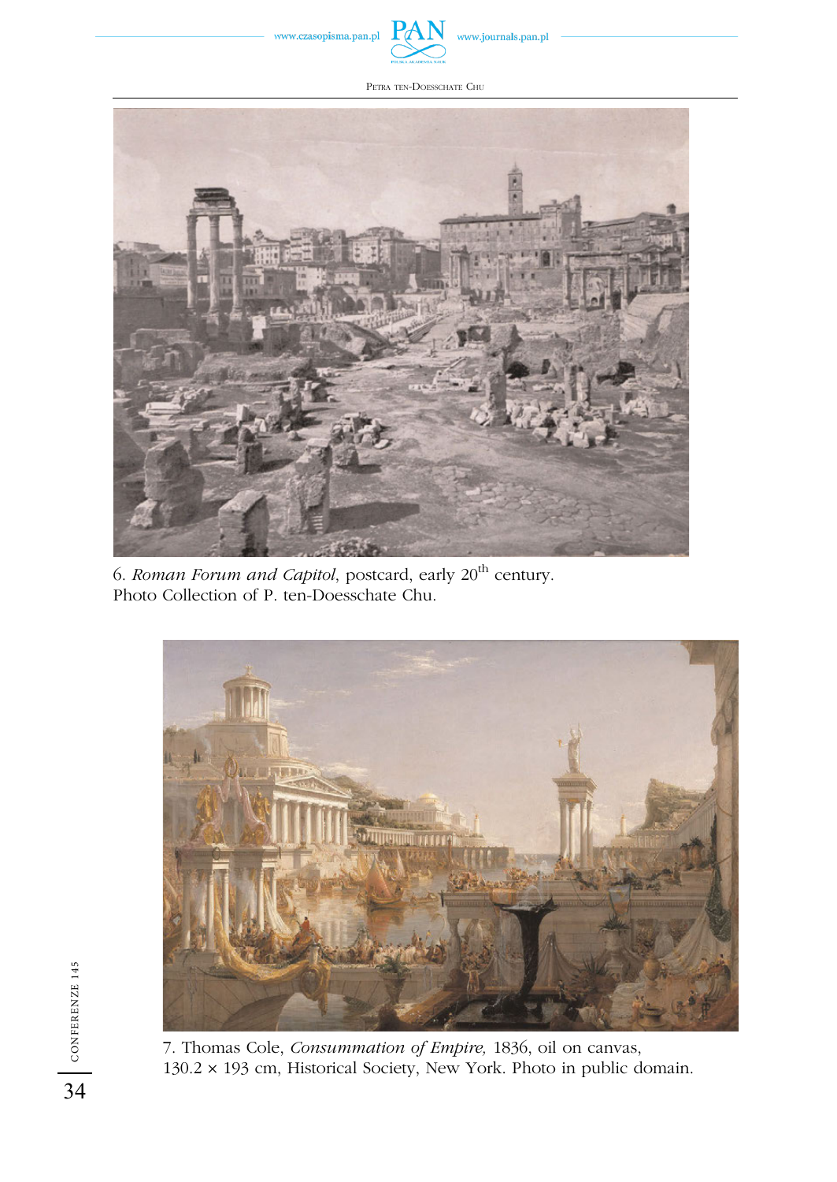6. *Roman Forum and Capitol*, postcard, early 20th century. Photo Collection of P. ten-Doesschate Chu.

7. Thomas Cole, *Consummation of Empire,* 1836, oil on canvas, 130.2 × 193 cm, Historical Society, New York. Photo in public domain.